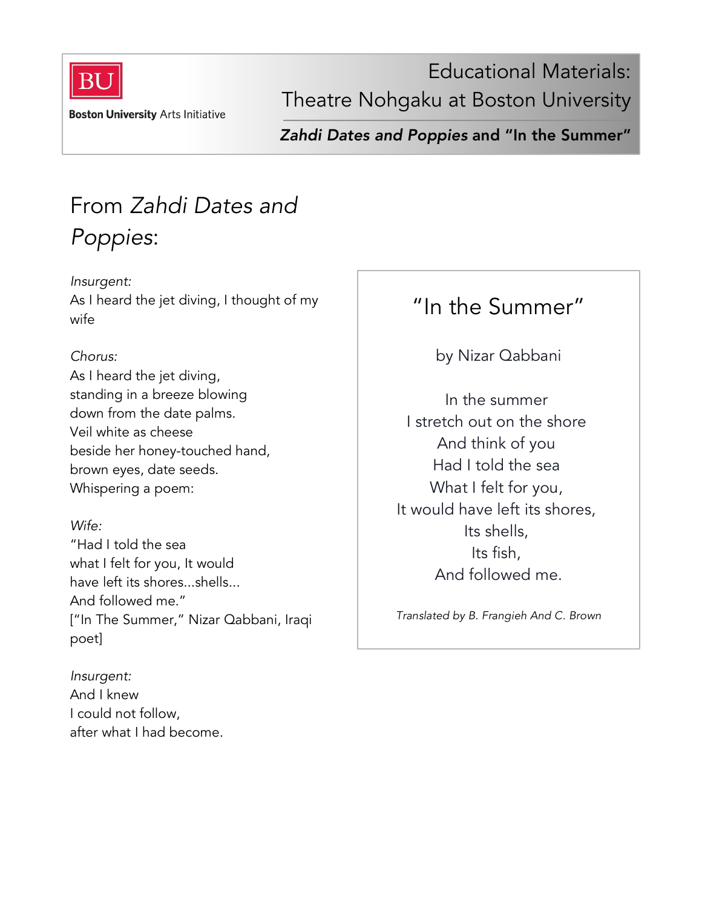Educational Materials:
Theatre Nohgaku at Boston University

***Zahdi Dates and Poppies* and "In the Summer"**

# From *Zahdi Dates and Poppies*:

*Insurgent:*
As I heard the jet diving, I thought of my wife

*Chorus:*
As I heard the jet diving,
standing in a breeze blowing
down from the date palms.
Veil white as cheese
beside her honey-touched hand,
brown eyes, date seeds.
Whispering a poem:

*Wife:*
"Had I told the sea
what I felt for you, It would
have left its shores...shells...
And followed me."
["In The Summer," Nizar Qabbani, Iraqi poet]

*Insurgent:*
And I knew
I could not follow,
after what I had become.

## "In the Summer"

by Nizar Qabbani

In the summer
I stretch out on the shore
And think of you
Had I told the sea
What I felt for you,
It would have left its shores,
Its shells,
Its fish,
And followed me.

*Translated by B. Frangieh And C. Brown*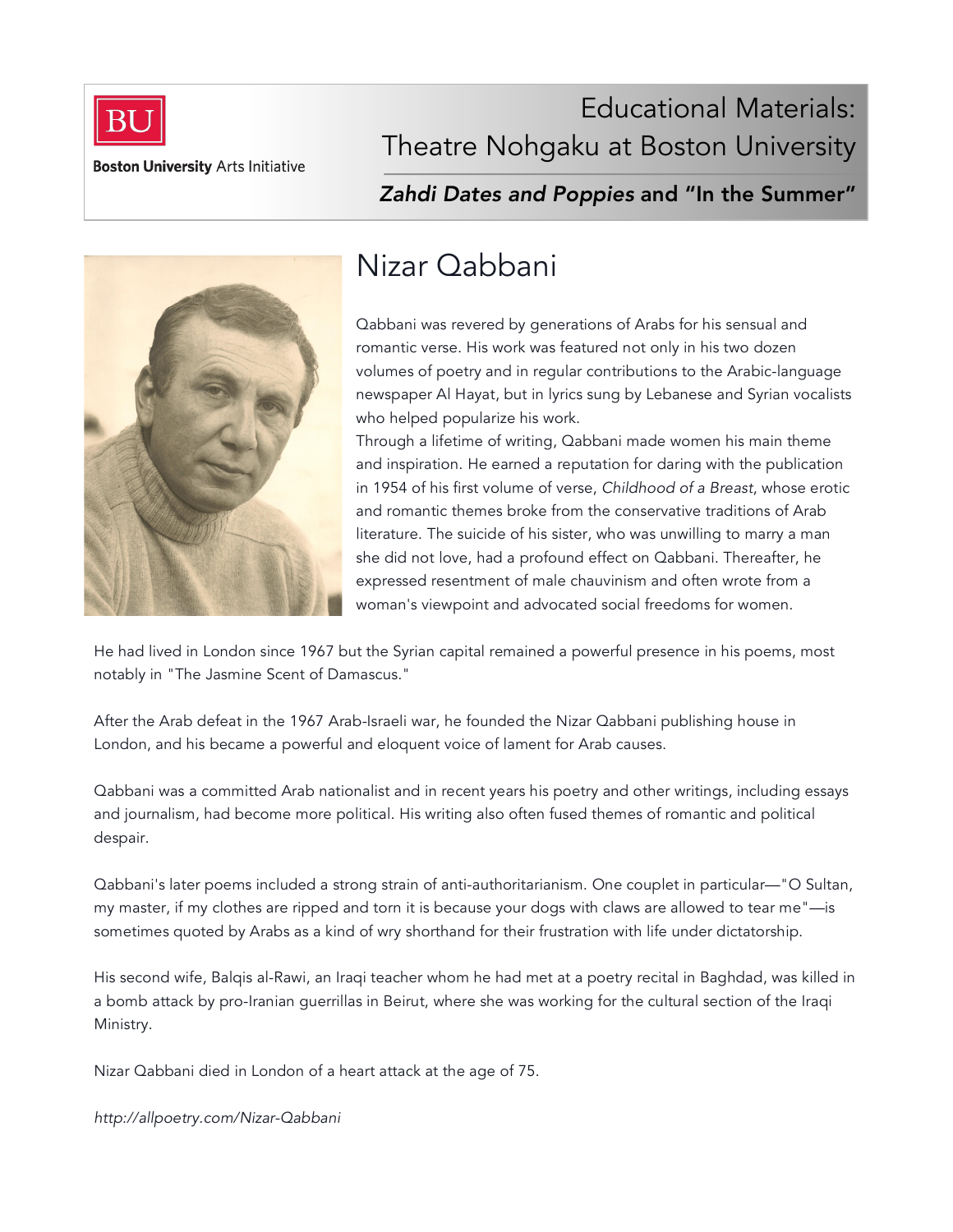Educational Materials: Theatre Nohgaku at Boston University

*Zahdi Dates and Poppies* and "In the Summer"

# Nizar Qabbani

Qabbani was revered by generations of Arabs for his sensual and romantic verse. His work was featured not only in his two dozen volumes of poetry and in regular contributions to the Arabic-language newspaper Al Hayat, but in lyrics sung by Lebanese and Syrian vocalists who helped popularize his work.

Through a lifetime of writing, Qabbani made women his main theme and inspiration. He earned a reputation for daring with the publication in 1954 of his first volume of verse, *Childhood of a Breast*, whose erotic and romantic themes broke from the conservative traditions of Arab literature. The suicide of his sister, who was unwilling to marry a man she did not love, had a profound effect on Qabbani. Thereafter, he expressed resentment of male chauvinism and often wrote from a woman's viewpoint and advocated social freedoms for women.

He had lived in London since 1967 but the Syrian capital remained a powerful presence in his poems, most notably in "The Jasmine Scent of Damascus."

After the Arab defeat in the 1967 Arab-Israeli war, he founded the Nizar Qabbani publishing house in London, and his became a powerful and eloquent voice of lament for Arab causes.

Qabbani was a committed Arab nationalist and in recent years his poetry and other writings, including essays and journalism, had become more political. His writing also often fused themes of romantic and political despair.

Qabbani's later poems included a strong strain of anti-authoritarianism. One couplet in particular—"O Sultan, my master, if my clothes are ripped and torn it is because your dogs with claws are allowed to tear me"—is sometimes quoted by Arabs as a kind of wry shorthand for their frustration with life under dictatorship.

His second wife, Balqis al-Rawi, an Iraqi teacher whom he had met at a poetry recital in Baghdad, was killed in a bomb attack by pro-Iranian guerrillas in Beirut, where she was working for the cultural section of the Iraqi Ministry.

Nizar Qabbani died in London of a heart attack at the age of 75.

*http://allpoetry.com/Nizar-Qabbani*